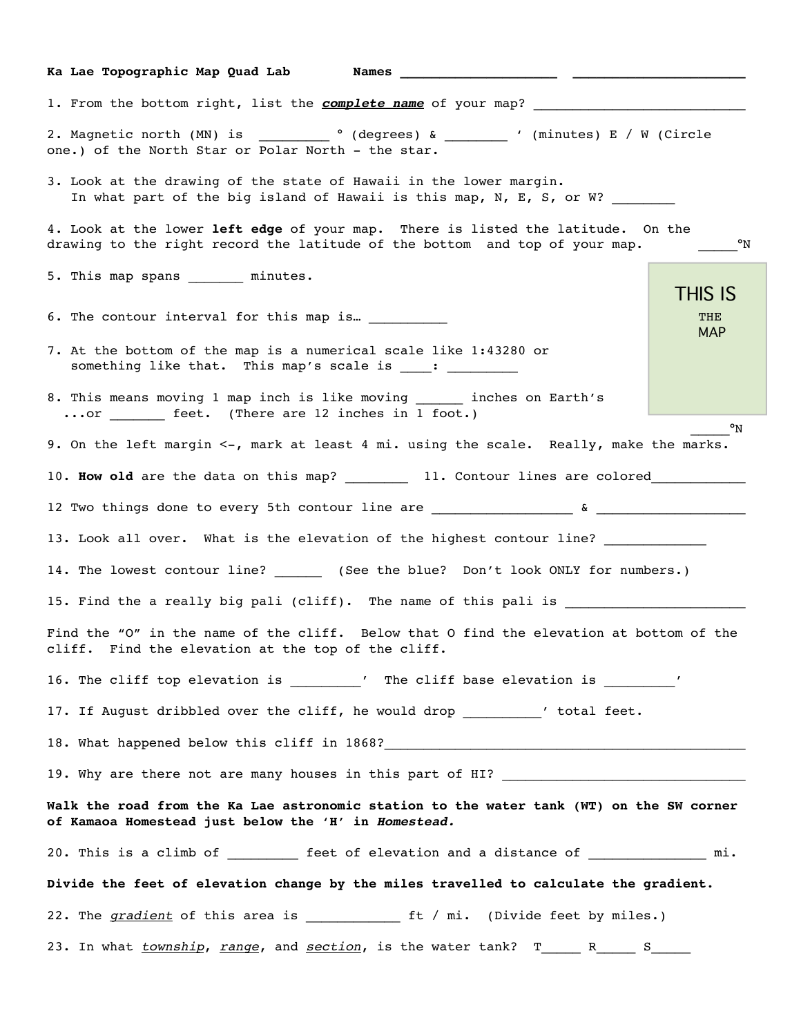**Ka Lae Topographic Map Quad Lab** **Names** ____________________ ______________________

1. From the bottom right, list the ***complete name*** of your map? ___________________________

2. Magnetic north (MN) is _________ ° (degrees) & ________ ' (minutes) E / W (Circle one.) of the North Star or Polar North - the star.

3. Look at the drawing of the state of Hawaii in the lower margin.
   In what part of the big island of Hawaii is this map, N, E, S, or W? ________

4. Look at the lower **left edge** of your map. There is listed the latitude. On the drawing to the right record the latitude of the bottom and top of your map. _____°N

THIS IS THE MAP

_____°N

5. This map spans _______ minutes.

6. The contour interval for this map is… __________

7. At the bottom of the map is a numerical scale like 1:43280 or something like that. This map's scale is ____: _________

8. This means moving 1 map inch is like moving ______ inches on Earth's ...or _______ feet. (There are 12 inches in 1 foot.)

9. On the left margin <-, mark at least 4 mi. using the scale. Really, make the marks.

10. **How old** are the data on this map? ________ 11. Contour lines are colored____________

12 Two things done to every 5th contour line are __________________ & ___________________

13. Look all over. What is the elevation of the highest contour line? _____________

14. The lowest contour line? ______ (See the blue? Don't look ONLY for numbers.)

15. Find the a really big pali (cliff). The name of this pali is _______________________

Find the "O" in the name of the cliff. Below that O find the elevation at bottom of the cliff. Find the elevation at the top of the cliff.

16. The cliff top elevation is _________' The cliff base elevation is _________'

17. If August dribbled over the cliff, he would drop __________' total feet.

18. What happened below this cliff in 1868?________________________________________________

19. Why are there not are many houses in this part of HI? ________________________________

**Walk the road from the Ka Lae astronomic station to the water tank (WT) on the SW corner of Kamaoa Homestead just below the 'H' in *Homestead.***

20. This is a climb of _________ feet of elevation and a distance of _______________ mi.

**Divide the feet of elevation change by the miles travelled to calculate the gradient.**

22. The *gradient* of this area is ____________ ft / mi. (Divide feet by miles.)

23. In what *township*, *range*, and *section*, is the water tank? T_____ R_____ S_____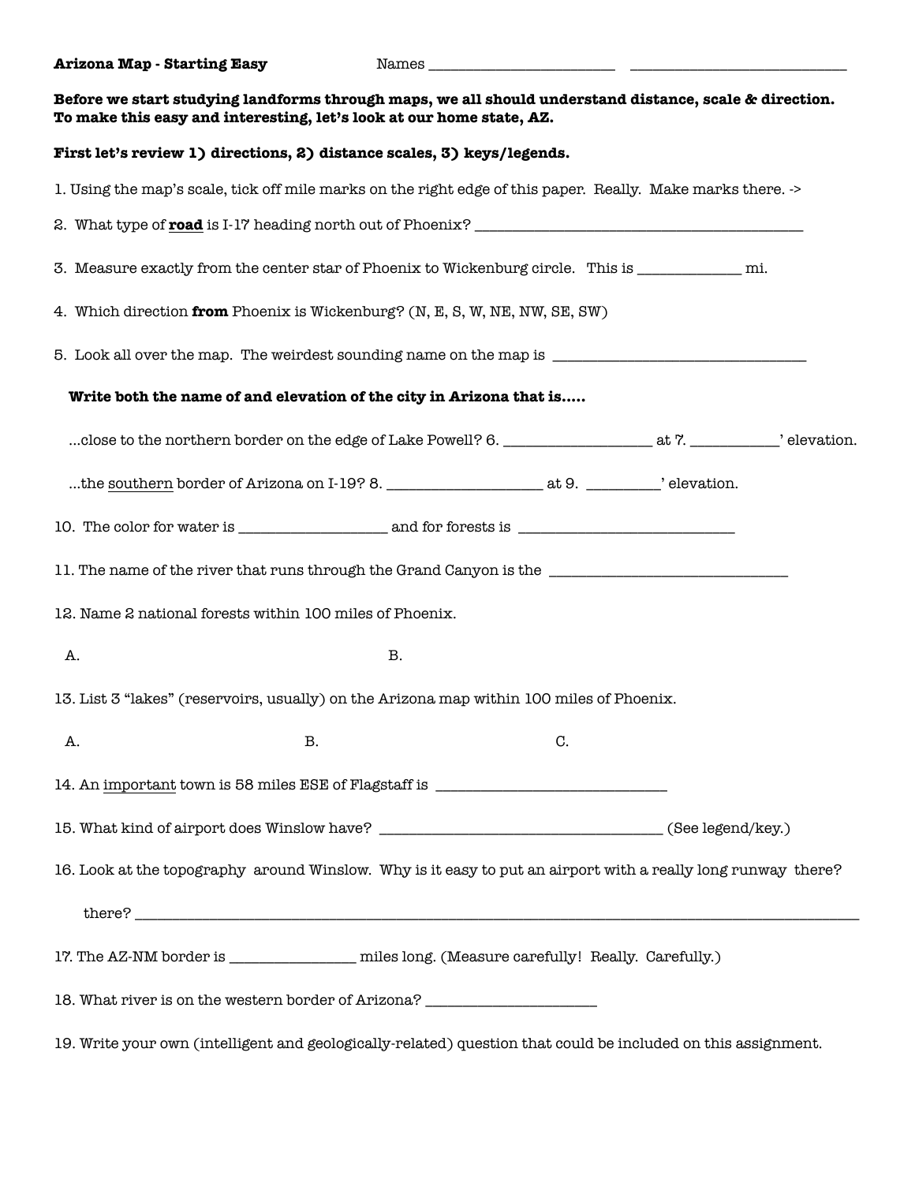**Arizona Map - Starting Easy** Names ________________________ ____________________________

**Before we start studying landforms through maps, we all should understand distance, scale & direction. To make this easy and interesting, let's look at our home state, AZ.**

**First let's review 1) directions, 2) distance scales, 3) keys/legends.**

1. Using the map's scale, tick off mile marks on the right edge of this paper. Really. Make marks there. ->

2. What type of **road** is I-17 heading north out of Phoenix? ____________________________________________

3. Measure exactly from the center star of Phoenix to Wickenburg circle. This is _____________ mi.

4. Which direction **from** Phoenix is Wickenburg? (N, E, S, W, NE, NW, SE, SW)

5. Look all over the map. The weirdest sounding name on the map is _________________________________

**Write both the name of and elevation of the city in Arizona that is.....**

...close to the northern border on the edge of Lake Powell? 6. ___________________ at 7. ___________' elevation.

...the southern border of Arizona on I-19? 8. ____________________ at 9. _________' elevation.

10. The color for water is ___________________ and for forests is ____________________________

11. The name of the river that runs through the Grand Canyon is the _______________________________

12. Name 2 national forests within 100 miles of Phoenix.

A. B.

13. List 3 "lakes" (reservoirs, usually) on the Arizona map within 100 miles of Phoenix.

A. B. C.

14. An important town is 58 miles ESE of Flagstaff is ______________________________

15. What kind of airport does Winslow have? ____________________________________ (See legend/key.)

16. Look at the topography around Winslow. Why is it easy to put an airport with a really long runway there?

there? ____________________________________________________________________________________________

17. The AZ-NM border is ________________ miles long. (Measure carefully! Really. Carefully.)

18. What river is on the western border of Arizona? ______________________

19. Write your own (intelligent and geologically-related) question that could be included on this assignment.